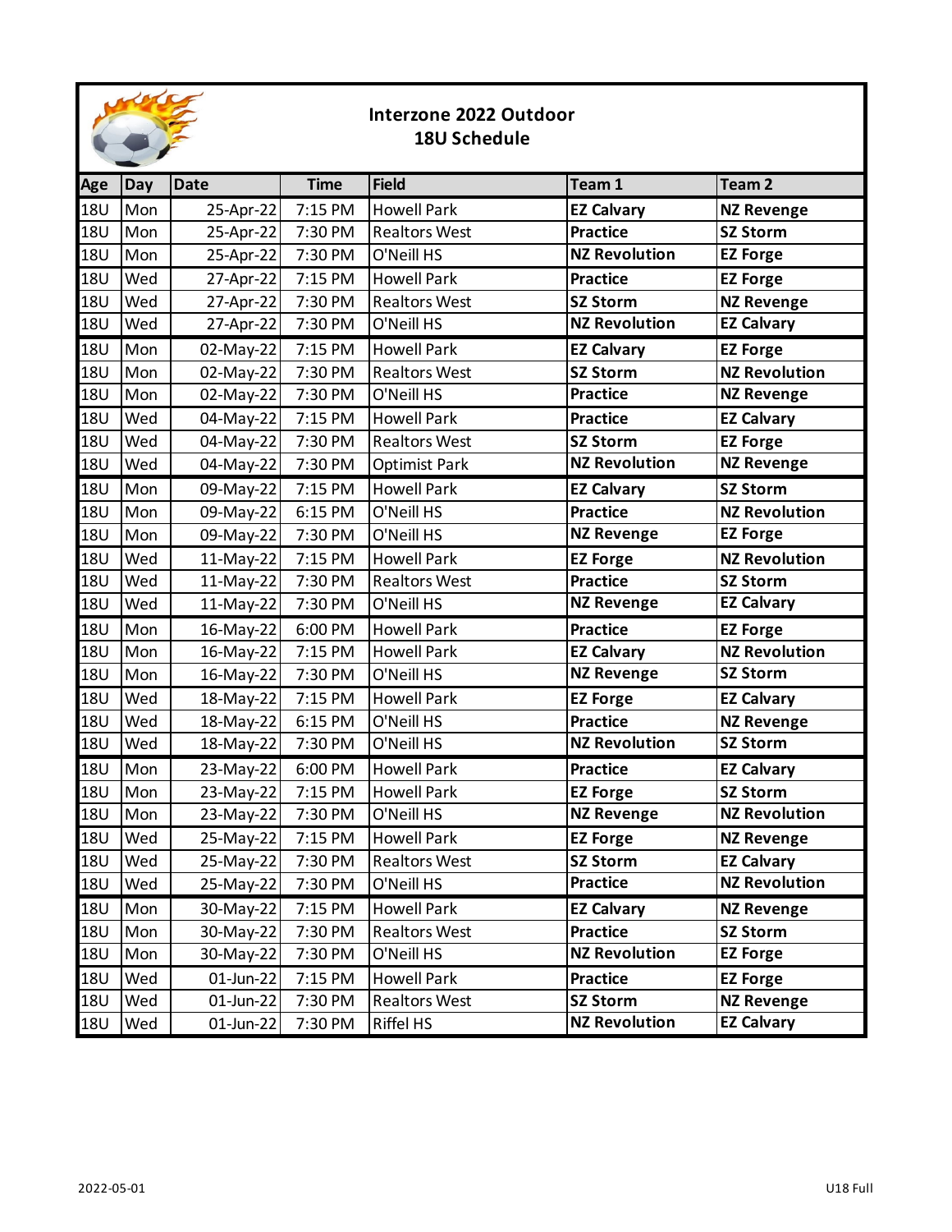# Interzone 2022 Outdoor
## 18U Schedule

| Age | Day | Date | Time | Field | Team 1 | Team 2 |
|---|---|---|---|---|---|---|
| 18U | Mon | 25-Apr-22 | 7:15 PM | Howell Park | **EZ Calvary** | **NZ Revenge** |
| 18U | Mon | 25-Apr-22 | 7:30 PM | Realtors West | **Practice** | **SZ Storm** |
| 18U | Mon | 25-Apr-22 | 7:30 PM | O'Neill HS | **NZ Revolution** | **EZ Forge** |
| 18U | Wed | 27-Apr-22 | 7:15 PM | Howell Park | **Practice** | **EZ Forge** |
| 18U | Wed | 27-Apr-22 | 7:30 PM | Realtors West | **SZ Storm** | **NZ Revenge** |
| 18U | Wed | 27-Apr-22 | 7:30 PM | O'Neill HS | **NZ Revolution** | **EZ Calvary** |
| 18U | Mon | 02-May-22 | 7:15 PM | Howell Park | **EZ Calvary** | **EZ Forge** |
| 18U | Mon | 02-May-22 | 7:30 PM | Realtors West | **SZ Storm** | **NZ Revolution** |
| 18U | Mon | 02-May-22 | 7:30 PM | O'Neill HS | **Practice** | **NZ Revenge** |
| 18U | Wed | 04-May-22 | 7:15 PM | Howell Park | **Practice** | **EZ Calvary** |
| 18U | Wed | 04-May-22 | 7:30 PM | Realtors West | **SZ Storm** | **EZ Forge** |
| 18U | Wed | 04-May-22 | 7:30 PM | Optimist Park | **NZ Revolution** | **NZ Revenge** |
| 18U | Mon | 09-May-22 | 7:15 PM | Howell Park | **EZ Calvary** | **SZ Storm** |
| 18U | Mon | 09-May-22 | 6:15 PM | O'Neill HS | **Practice** | **NZ Revolution** |
| 18U | Mon | 09-May-22 | 7:30 PM | O'Neill HS | **NZ Revenge** | **EZ Forge** |
| 18U | Wed | 11-May-22 | 7:15 PM | Howell Park | **EZ Forge** | **NZ Revolution** |
| 18U | Wed | 11-May-22 | 7:30 PM | Realtors West | **Practice** | **SZ Storm** |
| 18U | Wed | 11-May-22 | 7:30 PM | O'Neill HS | **NZ Revenge** | **EZ Calvary** |
| 18U | Mon | 16-May-22 | 6:00 PM | Howell Park | **Practice** | **EZ Forge** |
| 18U | Mon | 16-May-22 | 7:15 PM | Howell Park | **EZ Calvary** | **NZ Revolution** |
| 18U | Mon | 16-May-22 | 7:30 PM | O'Neill HS | **NZ Revenge** | **SZ Storm** |
| 18U | Wed | 18-May-22 | 7:15 PM | Howell Park | **EZ Forge** | **EZ Calvary** |
| 18U | Wed | 18-May-22 | 6:15 PM | O'Neill HS | **Practice** | **NZ Revenge** |
| 18U | Wed | 18-May-22 | 7:30 PM | O'Neill HS | **NZ Revolution** | **SZ Storm** |
| 18U | Mon | 23-May-22 | 6:00 PM | Howell Park | **Practice** | **EZ Calvary** |
| 18U | Mon | 23-May-22 | 7:15 PM | Howell Park | **EZ Forge** | **SZ Storm** |
| 18U | Mon | 23-May-22 | 7:30 PM | O'Neill HS | **NZ Revenge** | **NZ Revolution** |
| 18U | Wed | 25-May-22 | 7:15 PM | Howell Park | **EZ Forge** | **NZ Revenge** |
| 18U | Wed | 25-May-22 | 7:30 PM | Realtors West | **SZ Storm** | **EZ Calvary** |
| 18U | Wed | 25-May-22 | 7:30 PM | O'Neill HS | **Practice** | **NZ Revolution** |
| 18U | Mon | 30-May-22 | 7:15 PM | Howell Park | **EZ Calvary** | **NZ Revenge** |
| 18U | Mon | 30-May-22 | 7:30 PM | Realtors West | **Practice** | **SZ Storm** |
| 18U | Mon | 30-May-22 | 7:30 PM | O'Neill HS | **NZ Revolution** | **EZ Forge** |
| 18U | Wed | 01-Jun-22 | 7:15 PM | Howell Park | **Practice** | **EZ Forge** |
| 18U | Wed | 01-Jun-22 | 7:30 PM | Realtors West | **SZ Storm** | **NZ Revenge** |
| 18U | Wed | 01-Jun-22 | 7:30 PM | Riffel HS | **NZ Revolution** | **EZ Calvary** |

2022-05-01 U18 Full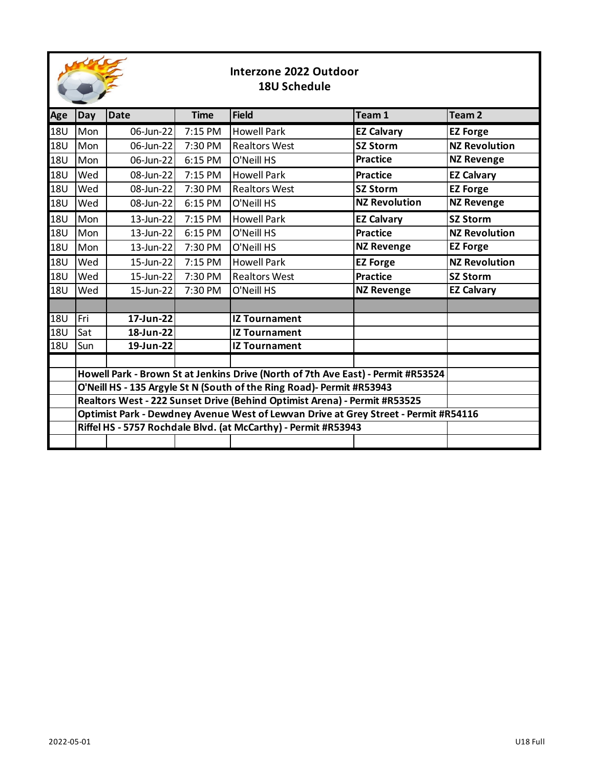# Interzone 2022 Outdoor
## 18U Schedule

| Age | Day | Date | Time | Field | Team 1 | Team 2 |
|---|---|---|---|---|---|---|
| 18U | Mon | 06-Jun-22 | 7:15 PM | Howell Park | **EZ Calvary** | **EZ Forge** |
| 18U | Mon | 06-Jun-22 | 7:30 PM | Realtors West | **SZ Storm** | **NZ Revolution** |
| 18U | Mon | 06-Jun-22 | 6:15 PM | O'Neill HS | **Practice** | **NZ Revenge** |
| 18U | Wed | 08-Jun-22 | 7:15 PM | Howell Park | **Practice** | **EZ Calvary** |
| 18U | Wed | 08-Jun-22 | 7:30 PM | Realtors West | **SZ Storm** | **EZ Forge** |
| 18U | Wed | 08-Jun-22 | 6:15 PM | O'Neill HS | **NZ Revolution** | **NZ Revenge** |
| 18U | Mon | 13-Jun-22 | 7:15 PM | Howell Park | **EZ Calvary** | **SZ Storm** |
| 18U | Mon | 13-Jun-22 | 6:15 PM | O'Neill HS | **Practice** | **NZ Revolution** |
| 18U | Mon | 13-Jun-22 | 7:30 PM | O'Neill HS | **NZ Revenge** | **EZ Forge** |
| 18U | Wed | 15-Jun-22 | 7:15 PM | Howell Park | **EZ Forge** | **NZ Revolution** |
| 18U | Wed | 15-Jun-22 | 7:30 PM | Realtors West | **Practice** | **SZ Storm** |
| 18U | Wed | 15-Jun-22 | 7:30 PM | O'Neill HS | **NZ Revenge** | **EZ Calvary** |
| | | | | | | |
| 18U | Fri | **17-Jun-22** | | **IZ Tournament** | | |
| 18U | Sat | **18-Jun-22** | | **IZ Tournament** | | |
| 18U | Sun | **19-Jun-22** | | **IZ Tournament** | | |

**Howell Park - Brown St at Jenkins Drive (North of 7th Ave East) - Permit #R53524**

**O'Neill HS - 135 Argyle St N (South of the Ring Road)- Permit #R53943**

**Realtors West - 222 Sunset Drive (Behind Optimist Arena) - Permit #R53525**

**Optimist Park - Dewdney Avenue West of Lewvan Drive at Grey Street - Permit #R54116**

**Riffel HS - 5757 Rochdale Blvd. (at McCarthy) - Permit #R53943**

2022-05-01

U18 Full